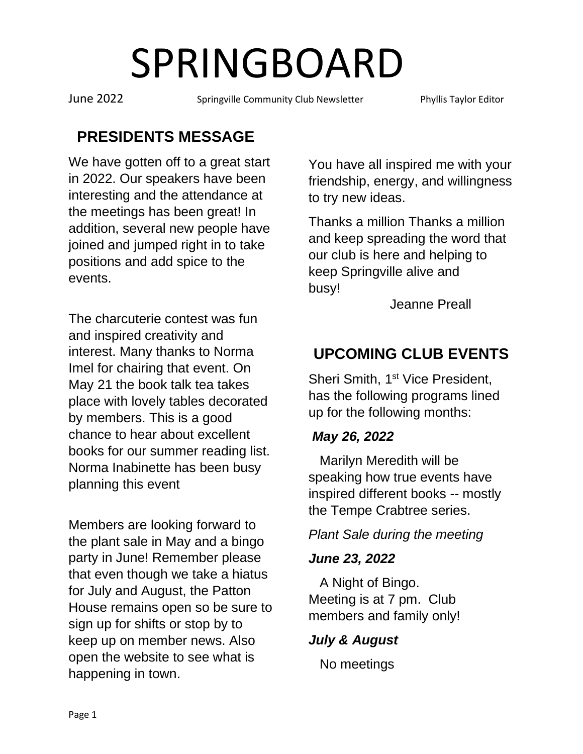# SPRINGBOARD

June 2022 Springville Community Club Newsletter Phyllis Taylor Editor

## PRESIDENTS MESSAGE

We have gotten off to a great start in 2022. Our speakers have been interesting and the attendance at the meetings has been great! In addition, several new people have joined and jumped right in to take positions and add spice to the events.

The charcuterie contest was fun and inspired creativity and interest. Many thanks to Norma Imel for chairing that event. On May 21 the book talk tea takes place with lovely tables decorated by members. This is a good chance to hear about excellent books for our summer reading list. Norma Inabinette has been busy planning this event

Members are looking forward to the plant sale in May and a bingo party in June! Remember please that even though we take a hiatus for July and August, the Patton House remains open so be sure to sign up for shifts or stop by to keep up on member news. Also open the website to see what is happening in town.

You have all inspired me with your friendship, energy, and willingness to try new ideas.

Thanks a million Thanks a million and keep spreading the word that our club is here and helping to keep Springville alive and busy!

Jeanne Preall

## UPCOMING CLUB EVENTS

Sheri Smith, 1st Vice President, has the following programs lined up for the following months:

***May 26, 2022***

Marilyn Meredith will be speaking how true events have inspired different books -- mostly the Tempe Crabtree series.

*Plant Sale during the meeting*

***June 23, 2022***

A Night of Bingo. Meeting is at 7 pm. Club members and family only!

***July & August***

No meetings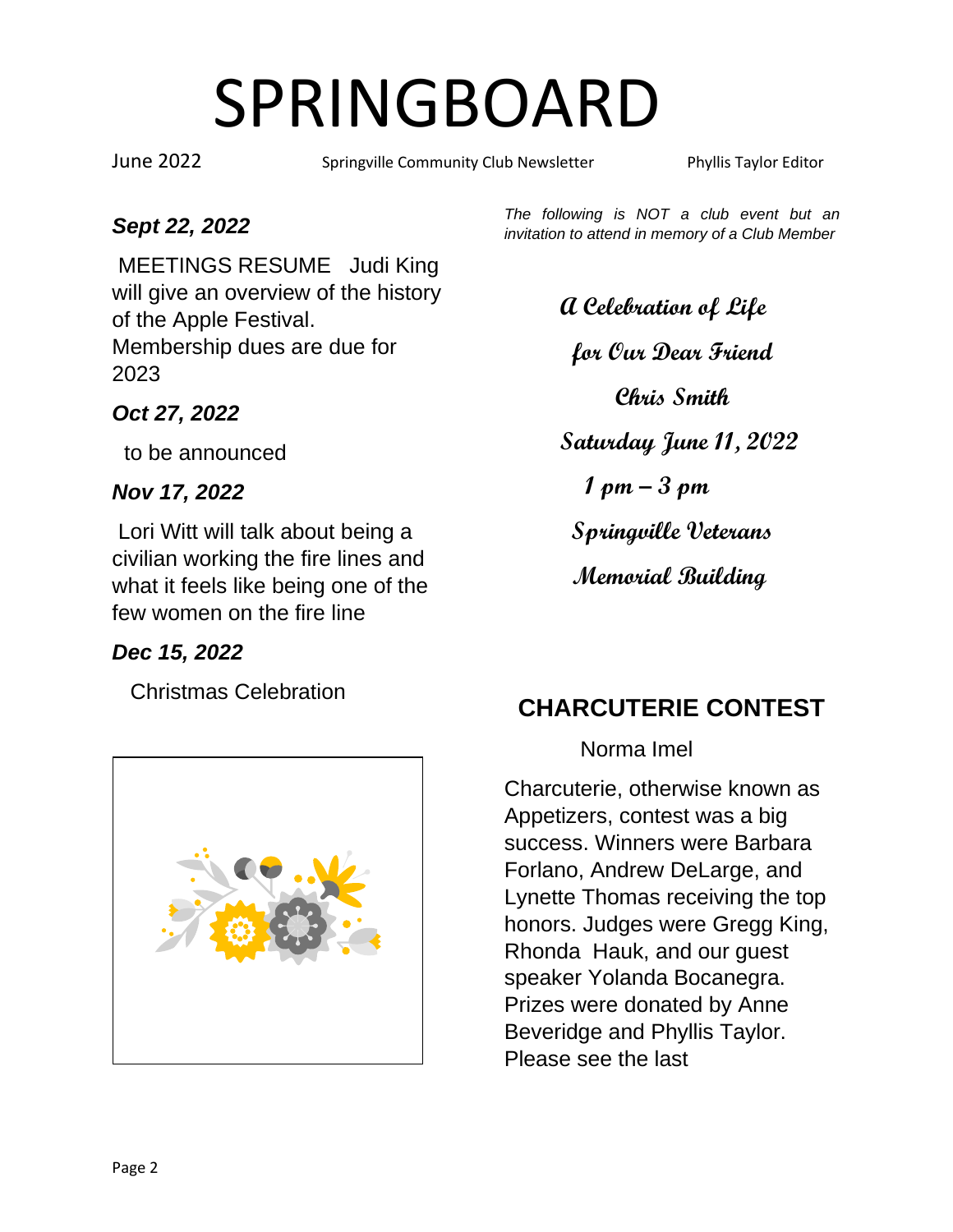# SPRINGBOARD

June 2022 Springville Community Club Newsletter Phyllis Taylor Editor

***Sept 22, 2022***

MEETINGS RESUME Judi King will give an overview of the history of the Apple Festival. Membership dues are due for 2023

***Oct 27, 2022***

to be announced

***Nov 17, 2022***

Lori Witt will talk about being a civilian working the fire lines and what it feels like being one of the few women on the fire line

***Dec 15, 2022***

Christmas Celebration

*The following is NOT a club event but an invitation to attend in memory of a Club Member*

**A Celebration of Life**

**for Our Dear Friend**

**Chris Smith**

**Saturday June 11, 2022**

**1 pm – 3 pm**

**Springville Veterans**

**Memorial Building**

## CHARCUTERIE CONTEST

Norma Imel

Charcuterie, otherwise known as Appetizers, contest was a big success. Winners were Barbara Forlano, Andrew DeLarge, and Lynette Thomas receiving the top honors. Judges were Gregg King, Rhonda Hauk, and our guest speaker Yolanda Bocanegra. Prizes were donated by Anne Beveridge and Phyllis Taylor. Please see the last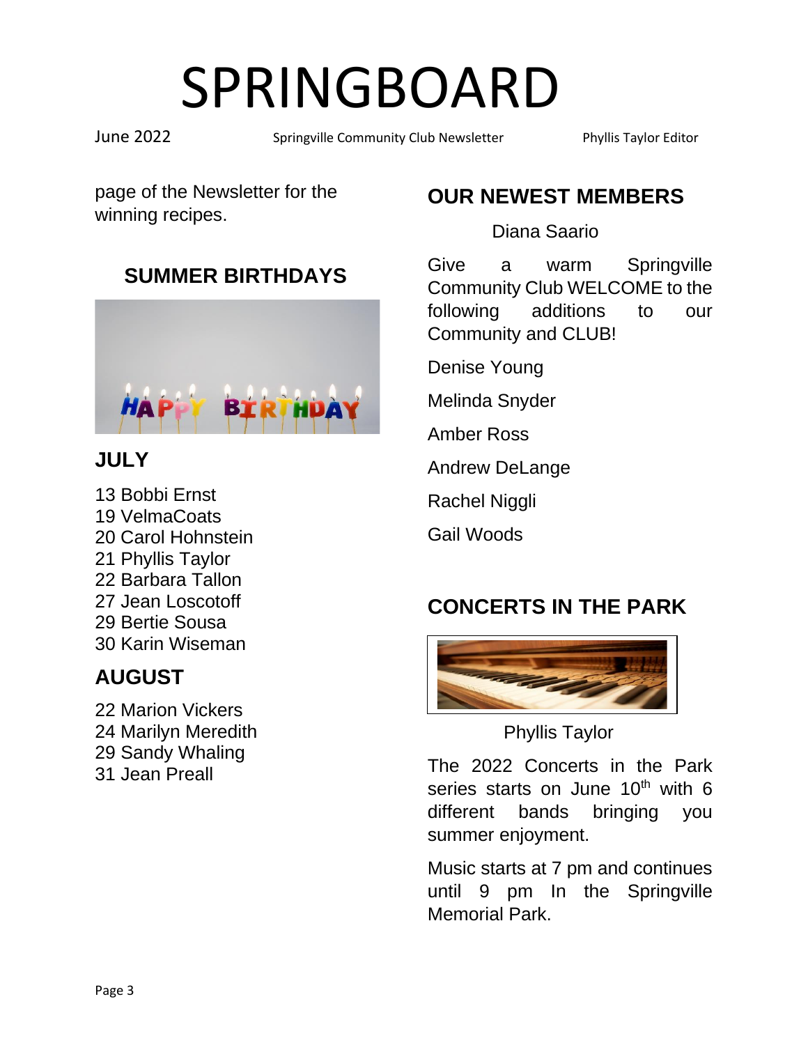# SPRINGBOARD

June 2022 Springville Community Club Newsletter Phyllis Taylor Editor

page of the Newsletter for the winning recipes.

## SUMMER BIRTHDAYS

### JULY

13 Bobbi Ernst
19 VelmaCoats
20 Carol Hohnstein
21 Phyllis Taylor
22 Barbara Tallon
27 Jean Loscotoff
29 Bertie Sousa
30 Karin Wiseman

### AUGUST

22 Marion Vickers
24 Marilyn Meredith
29 Sandy Whaling
31 Jean Preall

## OUR NEWEST MEMBERS

Diana Saario

Give a warm Springville Community Club WELCOME to the following additions to our Community and CLUB!

Denise Young

Melinda Snyder

Amber Ross

Andrew DeLange

Rachel Niggli

Gail Woods

## CONCERTS IN THE PARK

Phyllis Taylor

The 2022 Concerts in the Park series starts on June 10th with 6 different bands bringing you summer enjoyment.

Music starts at 7 pm and continues until 9 pm In the Springville Memorial Park.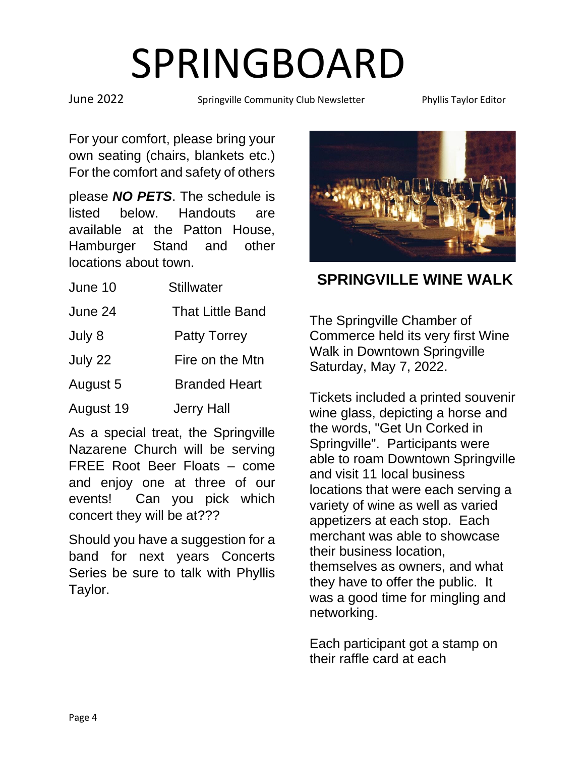# SPRINGBOARD

June 2022 | Springville Community Club Newsletter | Phyllis Taylor Editor

For your comfort, please bring your own seating (chairs, blankets etc.) For the comfort and safety of others

please ***NO PETS***. The schedule is listed below. Handouts are available at the Patton House, Hamburger Stand and other locations about town.

| | |
|---|---|
| June 10 | Stillwater |
| June 24 | That Little Band |
| July 8 | Patty Torrey |
| July 22 | Fire on the Mtn |
| August 5 | Branded Heart |
| August 19 | Jerry Hall |

As a special treat, the Springville Nazarene Church will be serving FREE Root Beer Floats – come and enjoy one at three of our events! Can you pick which concert they will be at???

Should you have a suggestion for a band for next years Concerts Series be sure to talk with Phyllis Taylor.

## SPRINGVILLE WINE WALK

The Springville Chamber of Commerce held its very first Wine Walk in Downtown Springville Saturday, May 7, 2022.

Tickets included a printed souvenir wine glass, depicting a horse and the words, "Get Un Corked in Springville". Participants were able to roam Downtown Springville and visit 11 local business locations that were each serving a variety of wine as well as varied appetizers at each stop. Each merchant was able to showcase their business location, themselves as owners, and what they have to offer the public. It was a good time for mingling and networking.

Each participant got a stamp on their raffle card at each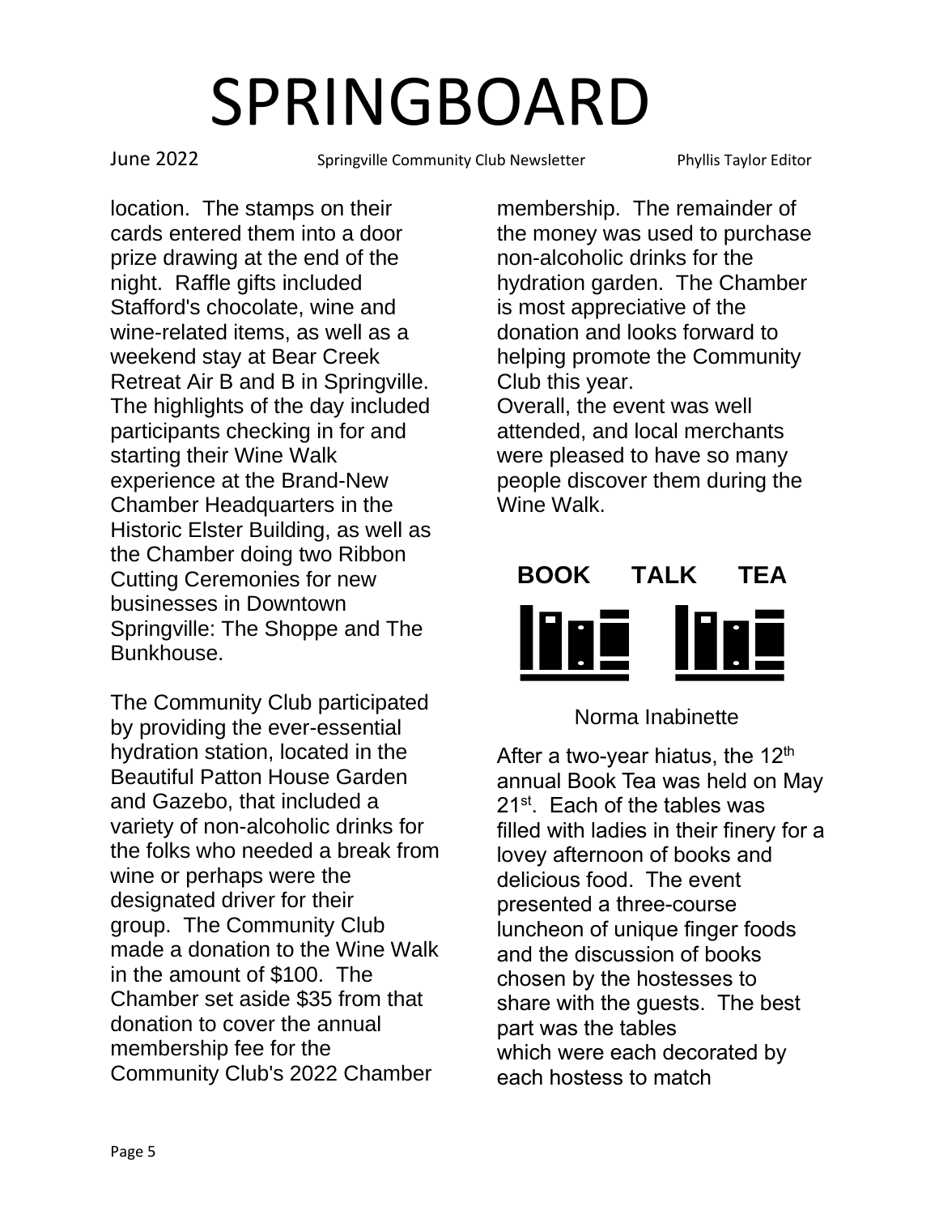location. The stamps on their cards entered them into a door prize drawing at the end of the night. Raffle gifts included Stafford's chocolate, wine and wine-related items, as well as a weekend stay at Bear Creek Retreat Air B and B in Springville. The highlights of the day included participants checking in for and starting their Wine Walk experience at the Brand-New Chamber Headquarters in the Historic Elster Building, as well as the Chamber doing two Ribbon Cutting Ceremonies for new businesses in Downtown Springville: The Shoppe and The Bunkhouse.

The Community Club participated by providing the ever-essential hydration station, located in the Beautiful Patton House Garden and Gazebo, that included a variety of non-alcoholic drinks for the folks who needed a break from wine or perhaps were the designated driver for their group. The Community Club made a donation to the Wine Walk in the amount of $100. The Chamber set aside $35 from that donation to cover the annual membership fee for the Community Club's 2022 Chamber membership. The remainder of the money was used to purchase non-alcoholic drinks for the hydration garden. The Chamber is most appreciative of the donation and looks forward to helping promote the Community Club this year.
Overall, the event was well attended, and local merchants were pleased to have so many people discover them during the Wine Walk.

## BOOK TALK TEA

Norma Inabinette

After a two-year hiatus, the 12th annual Book Tea was held on May 21st. Each of the tables was filled with ladies in their finery for a lovey afternoon of books and delicious food. The event presented a three-course luncheon of unique finger foods and the discussion of books chosen by the hostesses to share with the guests. The best part was the tables which were each decorated by each hostess to match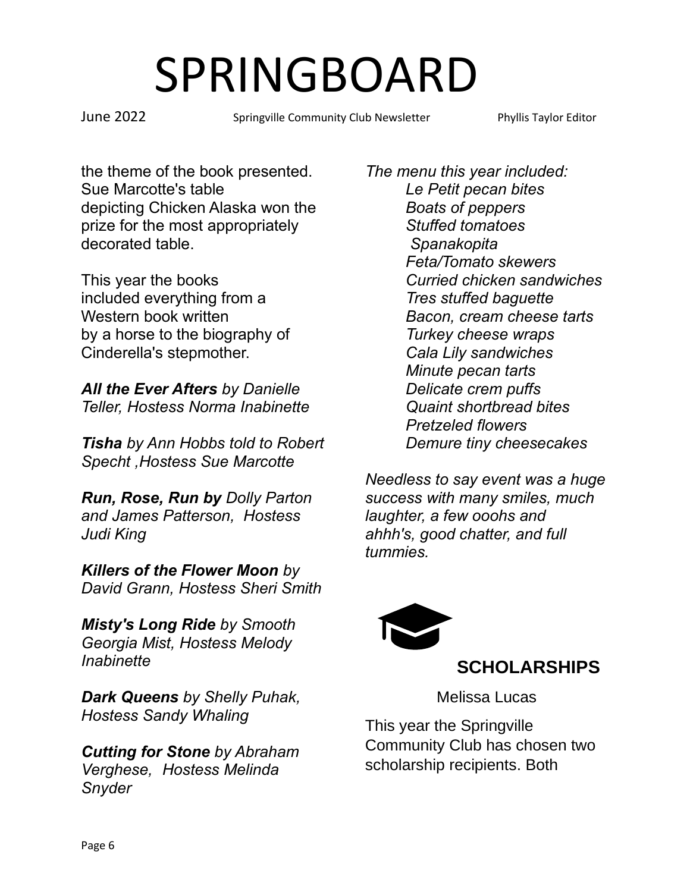the theme of the book presented. Sue Marcotte's table depicting Chicken Alaska won the prize for the most appropriately decorated table.

This year the books included everything from a Western book written by a horse to the biography of Cinderella's stepmother.

***All the Ever Afters*** *by Danielle Teller, Hostess Norma Inabinette*

***Tisha*** *by Ann Hobbs told to Robert Specht ,Hostess Sue Marcotte*

***Run, Rose, Run by*** *Dolly Parton and James Patterson, Hostess Judi King*

***Killers of the Flower Moon*** *by David Grann, Hostess Sheri Smith*

***Misty's Long Ride*** *by Smooth Georgia Mist, Hostess Melody Inabinette*

***Dark Queens*** *by Shelly Puhak, Hostess Sandy Whaling*

***Cutting for Stone*** *by Abraham Verghese, Hostess Melinda Snyder*

*The menu this year included:*

*Le Petit pecan bites*
*Boats of peppers*
*Stuffed tomatoes*
*Spanakopita*
*Feta/Tomato skewers*
*Curried chicken sandwiches*
*Tres stuffed baguette*
*Bacon, cream cheese tarts*
*Turkey cheese wraps*
*Cala Lily sandwiches*
*Minute pecan tarts*
*Delicate crem puffs*
*Quaint shortbread bites*
*Pretzeled flowers*
*Demure tiny cheesecakes*

*Needless to say event was a huge success with many smiles, much laughter, a few ooohs and ahhh's, good chatter, and full tummies.*

## SCHOLARSHIPS

Melissa Lucas

This year the Springville Community Club has chosen two scholarship recipients. Both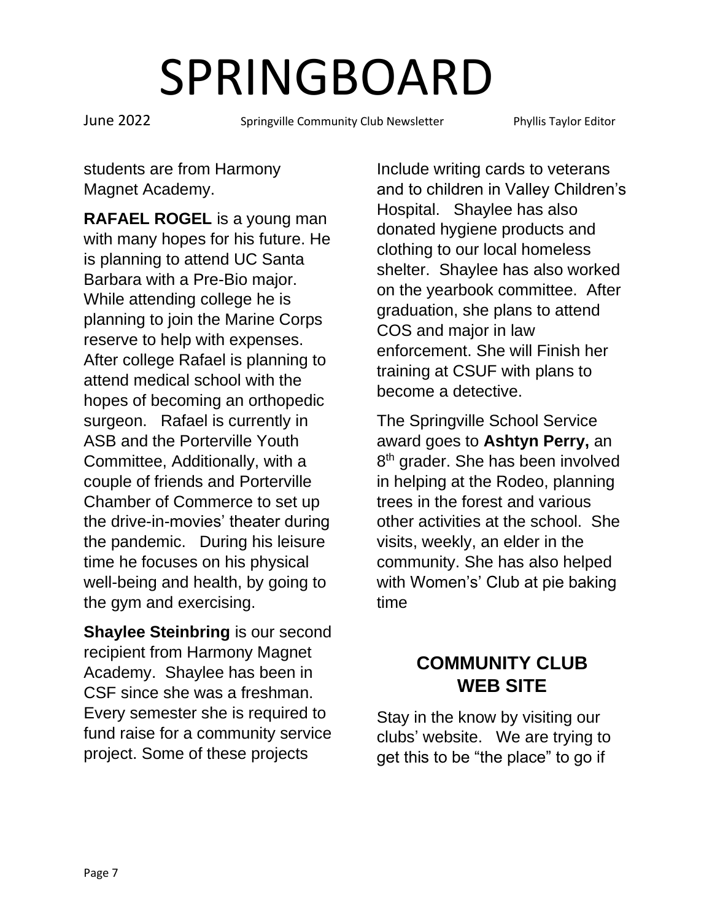students are from Harmony Magnet Academy.

**RAFAEL ROGEL** is a young man with many hopes for his future. He is planning to attend UC Santa Barbara with a Pre-Bio major. While attending college he is planning to join the Marine Corps reserve to help with expenses. After college Rafael is planning to attend medical school with the hopes of becoming an orthopedic surgeon. Rafael is currently in ASB and the Porterville Youth Committee, Additionally, with a couple of friends and Porterville Chamber of Commerce to set up the drive-in-movies' theater during the pandemic. During his leisure time he focuses on his physical well-being and health, by going to the gym and exercising.

**Shaylee Steinbring** is our second recipient from Harmony Magnet Academy. Shaylee has been in CSF since she was a freshman. Every semester she is required to fund raise for a community service project. Some of these projects Include writing cards to veterans and to children in Valley Children's Hospital. Shaylee has also donated hygiene products and clothing to our local homeless shelter. Shaylee has also worked on the yearbook committee. After graduation, she plans to attend COS and major in law enforcement. She will Finish her training at CSUF with plans to become a detective.

The Springville School Service award goes to **Ashtyn Perry,** an 8th grader. She has been involved in helping at the Rodeo, planning trees in the forest and various other activities at the school. She visits, weekly, an elder in the community. She has also helped with Women's' Club at pie baking time

## COMMUNITY CLUB WEB SITE

Stay in the know by visiting our clubs' website. We are trying to get this to be "the place" to go if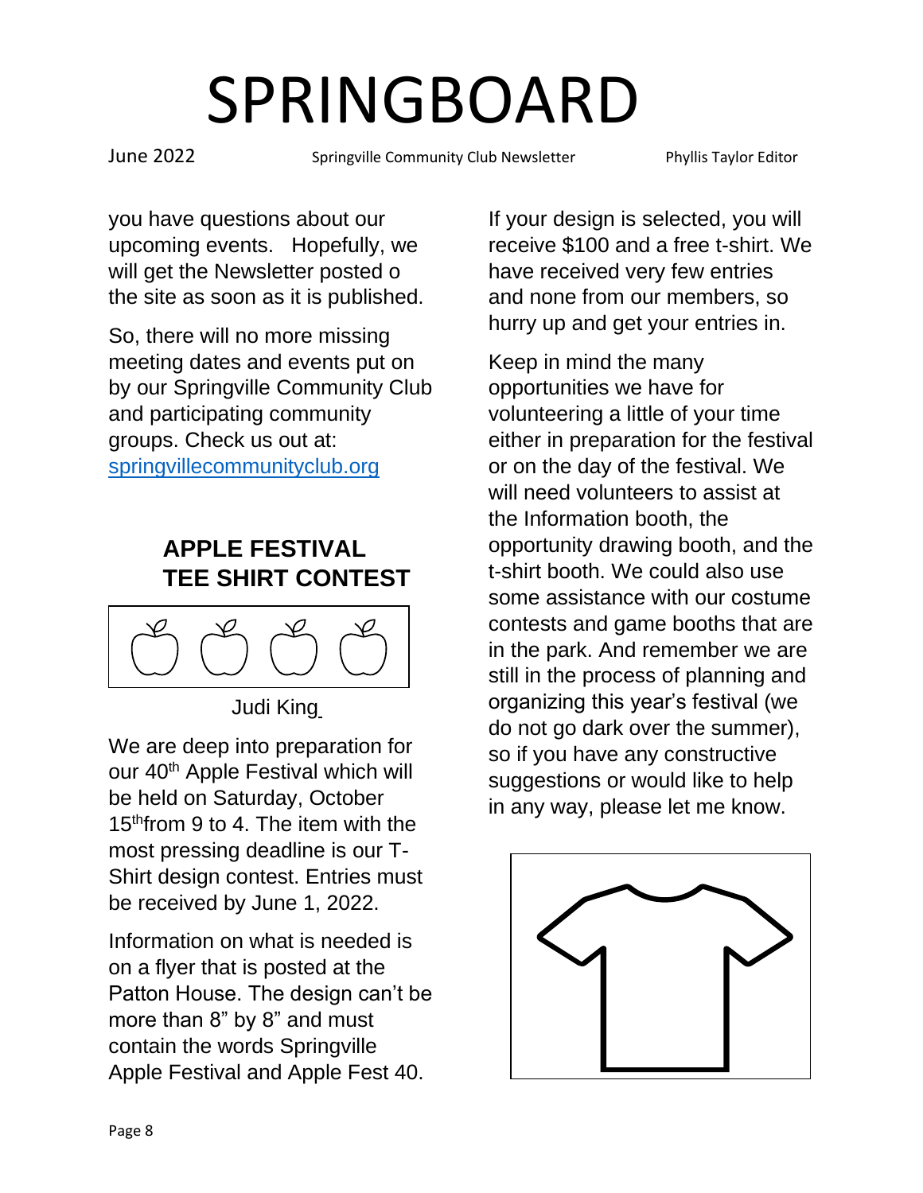# SPRINGBOARD

June 2022 Springville Community Club Newsletter Phyllis Taylor Editor

you have questions about our upcoming events. Hopefully, we will get the Newsletter posted o the site as soon as it is published.

So, there will no more missing meeting dates and events put on by our Springville Community Club and participating community groups. Check us out at: springvillecommunityclub.org

## APPLE FESTIVAL TEE SHIRT CONTEST

Judi King

We are deep into preparation for our 40th Apple Festival which will be held on Saturday, October 15th from 9 to 4. The item with the most pressing deadline is our T-Shirt design contest. Entries must be received by June 1, 2022.

Information on what is needed is on a flyer that is posted at the Patton House. The design can't be more than 8" by 8" and must contain the words Springville Apple Festival and Apple Fest 40.

If your design is selected, you will receive $100 and a free t-shirt. We have received very few entries and none from our members, so hurry up and get your entries in.

Keep in mind the many opportunities we have for volunteering a little of your time either in preparation for the festival or on the day of the festival. We will need volunteers to assist at the Information booth, the opportunity drawing booth, and the t-shirt booth. We could also use some assistance with our costume contests and game booths that are in the park. And remember we are still in the process of planning and organizing this year's festival (we do not go dark over the summer), so if you have any constructive suggestions or would like to help in any way, please let me know.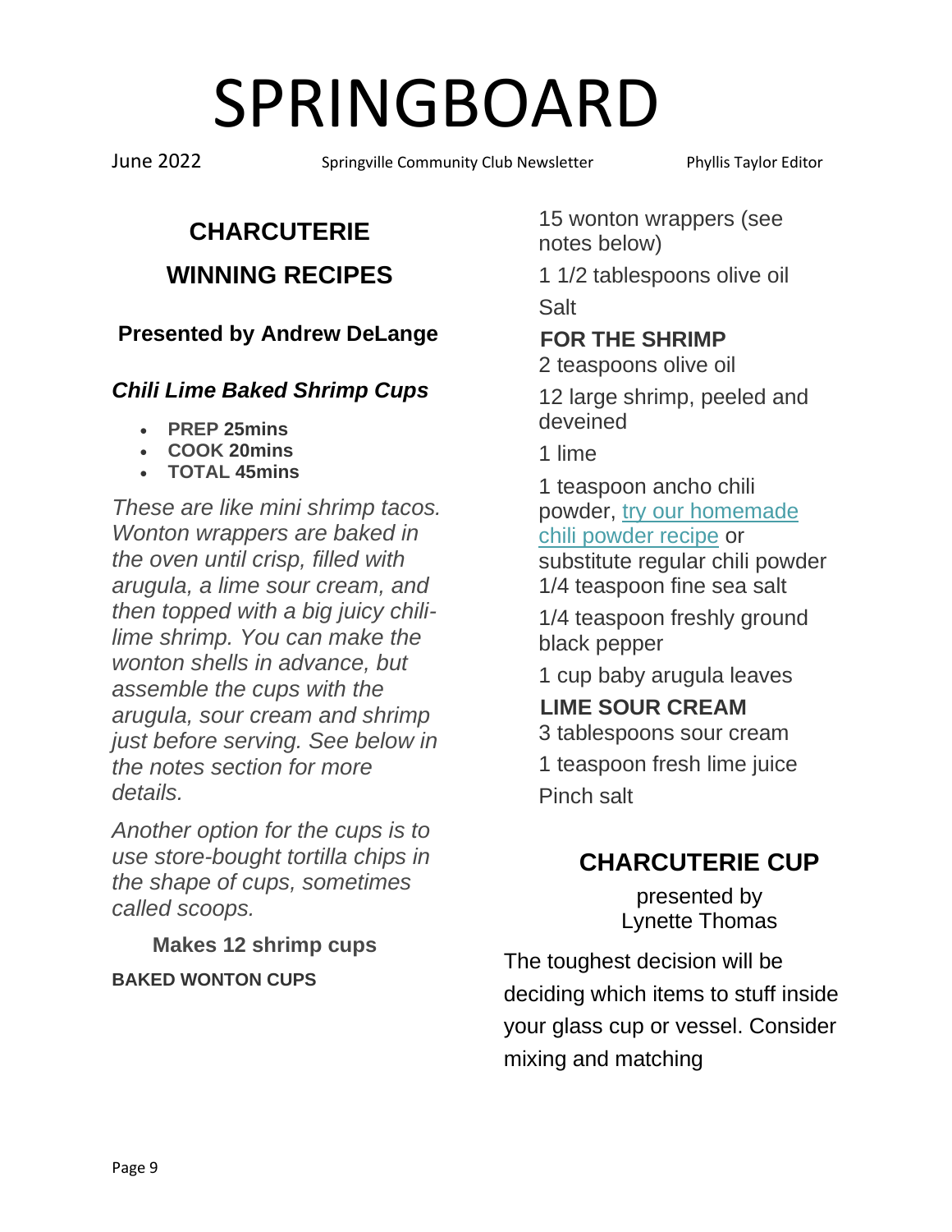# SPRINGBOARD

June 2022 Springville Community Club Newsletter Phyllis Taylor Editor

## CHARCUTERIE WINNING RECIPES

### Presented by Andrew DeLange

### *Chili Lime Baked Shrimp Cups*

- **PREP 25mins**
- **COOK 20mins**
- **TOTAL 45mins**

*These are like mini shrimp tacos. Wonton wrappers are baked in the oven until crisp, filled with arugula, a lime sour cream, and then topped with a big juicy chili-lime shrimp. You can make the wonton shells in advance, but assemble the cups with the arugula, sour cream and shrimp just before serving. See below in the notes section for more details.*

*Another option for the cups is to use store-bought tortilla chips in the shape of cups, sometimes called scoops.*

**Makes 12 shrimp cups**

**BAKED WONTON CUPS**

15 wonton wrappers (see notes below)

1 1/2 tablespoons olive oil

Salt

**FOR THE SHRIMP**

2 teaspoons olive oil

12 large shrimp, peeled and deveined

1 lime

1 teaspoon ancho chili powder, try our homemade chili powder recipe or substitute regular chili powder

1/4 teaspoon fine sea salt

1/4 teaspoon freshly ground black pepper

1 cup baby arugula leaves

**LIME SOUR CREAM**

3 tablespoons sour cream

1 teaspoon fresh lime juice

Pinch salt

## CHARCUTERIE CUP

presented by Lynette Thomas

The toughest decision will be deciding which items to stuff inside your glass cup or vessel. Consider mixing and matching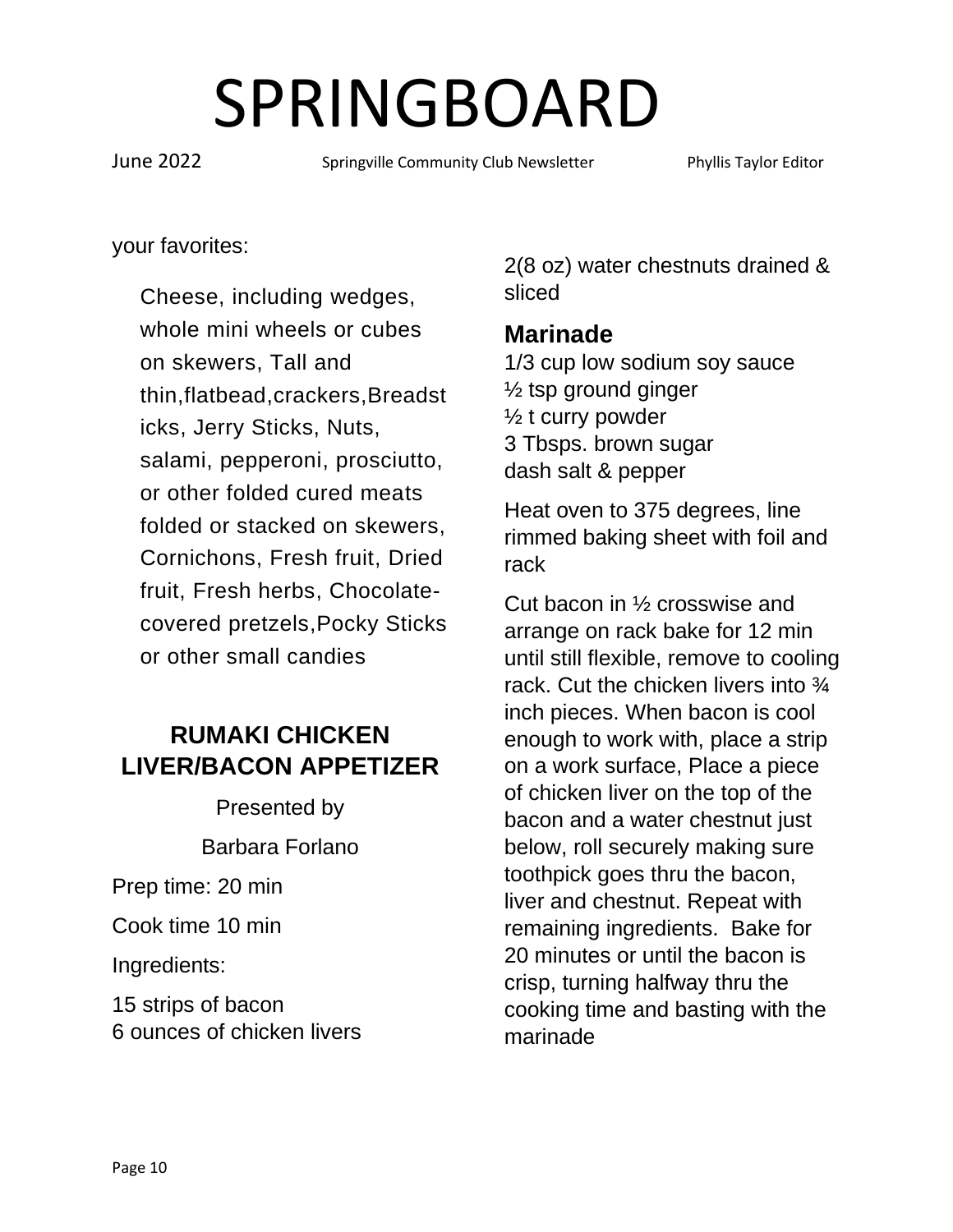your favorites:

Cheese, including wedges, whole mini wheels or cubes on skewers, Tall and thin,flatbead,crackers,Breadsticks, Jerry Sticks, Nuts, salami, pepperoni, prosciutto, or other folded cured meats folded or stacked on skewers, Cornichons, Fresh fruit, Dried fruit, Fresh herbs, Chocolate-covered pretzels,Pocky Sticks or other small candies

## RUMAKI CHICKEN LIVER/BACON APPETIZER

Presented by

Barbara Forlano

Prep time: 20 min

Cook time 10 min

Ingredients:

15 strips of bacon
6 ounces of chicken livers

2(8 oz) water chestnuts drained & sliced

### Marinade

1/3 cup low sodium soy sauce
½ tsp ground ginger
½ t curry powder
3 Tbsps. brown sugar
dash salt & pepper

Heat oven to 375 degrees, line rimmed baking sheet with foil and rack

Cut bacon in ½ crosswise and arrange on rack bake for 12 min until still flexible, remove to cooling rack. Cut the chicken livers into ¾ inch pieces. When bacon is cool enough to work with, place a strip on a work surface, Place a piece of chicken liver on the top of the bacon and a water chestnut just below, roll securely making sure toothpick goes thru the bacon, liver and chestnut. Repeat with remaining ingredients. Bake for 20 minutes or until the bacon is crisp, turning halfway thru the cooking time and basting with the marinade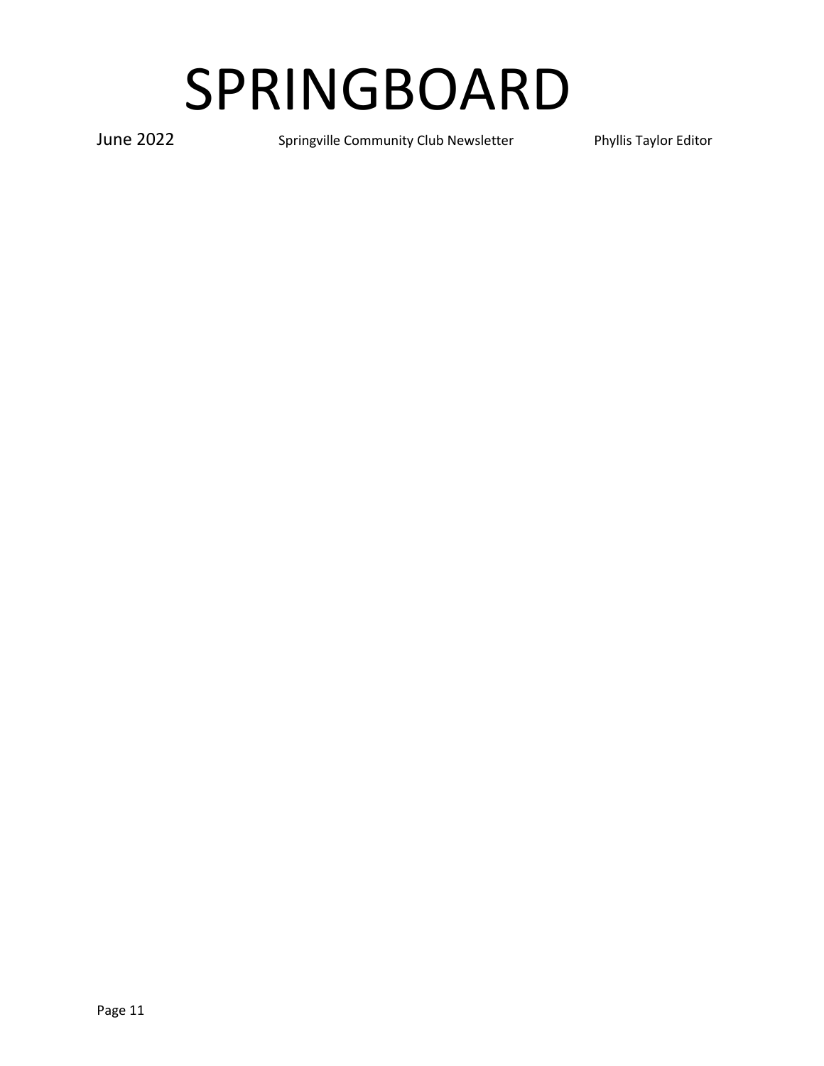# SPRINGBOARD

June 2022 Springville Community Club Newsletter Phyllis Taylor Editor